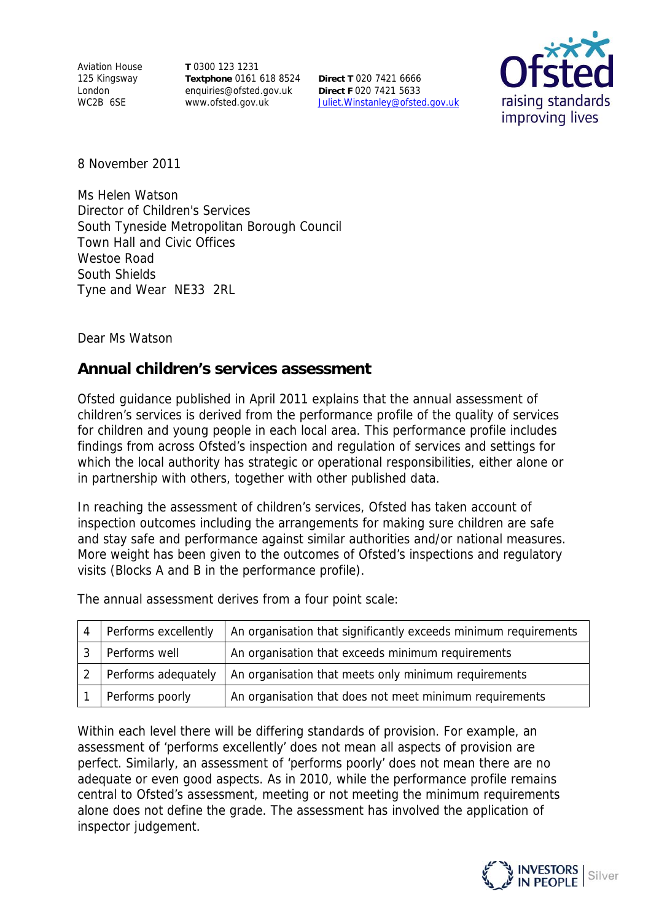Aviation House
125 Kingsway
London
WC2B 6SE

**T** 0300 123 1231
**Textphone** 0161 618 8524
enquiries@ofsted.gov.uk
www.ofsted.gov.uk

**Direct T** 020 7421 6666
**Direct F** 020 7421 5633
Juliet.Winstanley@ofsted.gov.uk

8 November 2011

Ms Helen Watson
Director of Children's Services
South Tyneside Metropolitan Borough Council
Town Hall and Civic Offices
Westoe Road
South Shields
Tyne and Wear NE33 2RL

Dear Ms Watson

## Annual children's services assessment

Ofsted guidance published in April 2011 explains that the annual assessment of children's services is derived from the performance profile of the quality of services for children and young people in each local area. This performance profile includes findings from across Ofsted's inspection and regulation of services and settings for which the local authority has strategic or operational responsibilities, either alone or in partnership with others, together with other published data.

In reaching the assessment of children's services, Ofsted has taken account of inspection outcomes including the arrangements for making sure children are safe and stay safe and performance against similar authorities and/or national measures. More weight has been given to the outcomes of Ofsted's inspections and regulatory visits (Blocks A and B in the performance profile).

The annual assessment derives from a four point scale:

| | | |
|---|---|---|
| 4 | Performs excellently | An organisation that significantly exceeds minimum requirements |
| 3 | Performs well | An organisation that exceeds minimum requirements |
| 2 | Performs adequately | An organisation that meets only minimum requirements |
| 1 | Performs poorly | An organisation that does not meet minimum requirements |

Within each level there will be differing standards of provision. For example, an assessment of 'performs excellently' does not mean all aspects of provision are perfect. Similarly, an assessment of 'performs poorly' does not mean there are no adequate or even good aspects. As in 2010, while the performance profile remains central to Ofsted's assessment, meeting or not meeting the minimum requirements alone does not define the grade. The assessment has involved the application of inspector judgement.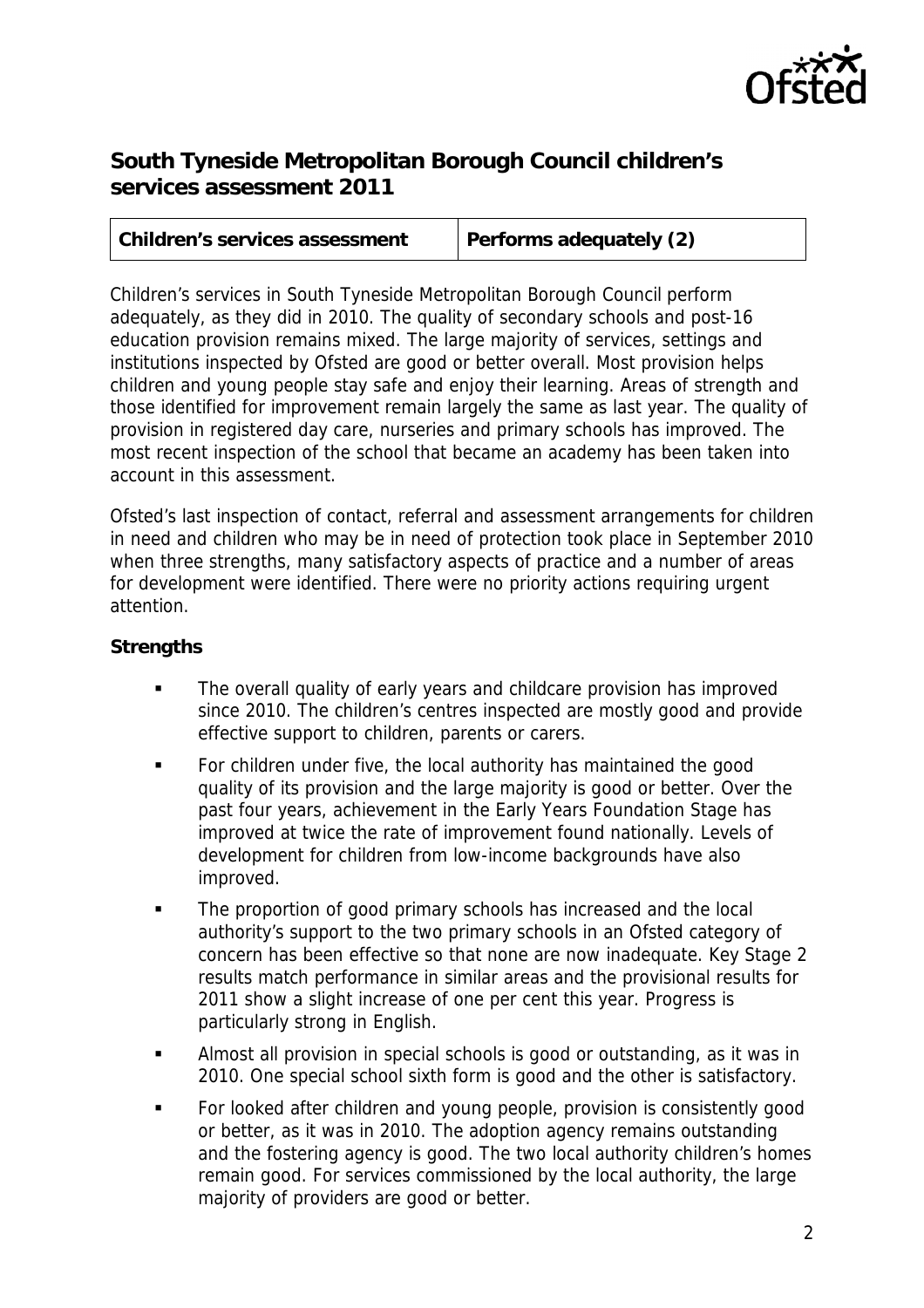## South Tyneside Metropolitan Borough Council children's services assessment 2011

| Children's services assessment | Performs adequately (2) |
|---|---|

Children's services in South Tyneside Metropolitan Borough Council perform adequately, as they did in 2010. The quality of secondary schools and post-16 education provision remains mixed. The large majority of services, settings and institutions inspected by Ofsted are good or better overall. Most provision helps children and young people stay safe and enjoy their learning. Areas of strength and those identified for improvement remain largely the same as last year. The quality of provision in registered day care, nurseries and primary schools has improved. The most recent inspection of the school that became an academy has been taken into account in this assessment.

Ofsted's last inspection of contact, referral and assessment arrangements for children in need and children who may be in need of protection took place in September 2010 when three strengths, many satisfactory aspects of practice and a number of areas for development were identified. There were no priority actions requiring urgent attention.

**Strengths**

- The overall quality of early years and childcare provision has improved since 2010. The children's centres inspected are mostly good and provide effective support to children, parents or carers.
- For children under five, the local authority has maintained the good quality of its provision and the large majority is good or better. Over the past four years, achievement in the Early Years Foundation Stage has improved at twice the rate of improvement found nationally. Levels of development for children from low-income backgrounds have also improved.
- The proportion of good primary schools has increased and the local authority's support to the two primary schools in an Ofsted category of concern has been effective so that none are now inadequate. Key Stage 2 results match performance in similar areas and the provisional results for 2011 show a slight increase of one per cent this year. Progress is particularly strong in English.
- Almost all provision in special schools is good or outstanding, as it was in 2010. One special school sixth form is good and the other is satisfactory.
- For looked after children and young people, provision is consistently good or better, as it was in 2010. The adoption agency remains outstanding and the fostering agency is good. The two local authority children's homes remain good. For services commissioned by the local authority, the large majority of providers are good or better.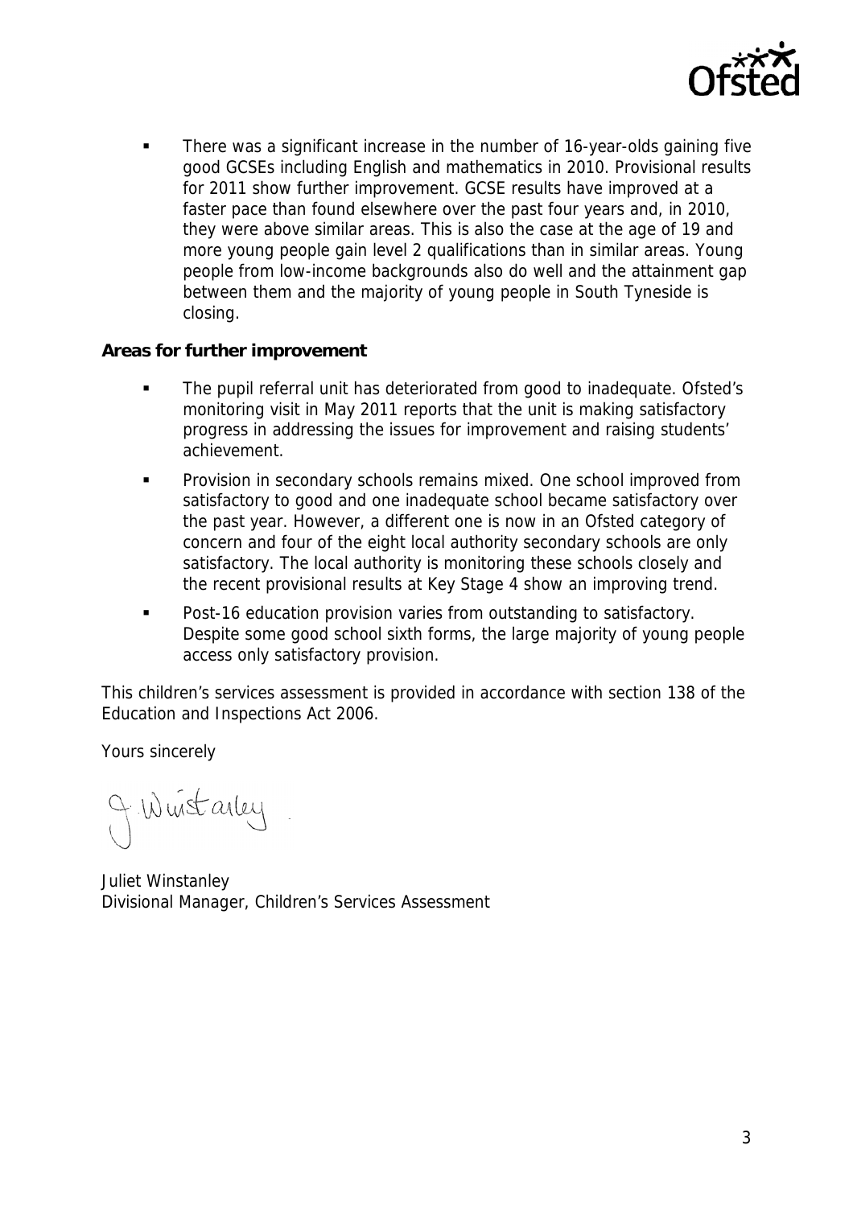- There was a significant increase in the number of 16-year-olds gaining five good GCSEs including English and mathematics in 2010. Provisional results for 2011 show further improvement. GCSE results have improved at a faster pace than found elsewhere over the past four years and, in 2010, they were above similar areas. This is also the case at the age of 19 and more young people gain level 2 qualifications than in similar areas. Young people from low-income backgrounds also do well and the attainment gap between them and the majority of young people in South Tyneside is closing.

**Areas for further improvement**

- The pupil referral unit has deteriorated from good to inadequate. Ofsted's monitoring visit in May 2011 reports that the unit is making satisfactory progress in addressing the issues for improvement and raising students' achievement.
- Provision in secondary schools remains mixed. One school improved from satisfactory to good and one inadequate school became satisfactory over the past year. However, a different one is now in an Ofsted category of concern and four of the eight local authority secondary schools are only satisfactory. The local authority is monitoring these schools closely and the recent provisional results at Key Stage 4 show an improving trend.
- Post-16 education provision varies from outstanding to satisfactory. Despite some good school sixth forms, the large majority of young people access only satisfactory provision.

This children's services assessment is provided in accordance with section 138 of the Education and Inspections Act 2006.

Yours sincerely

J. Winstanley

Juliet Winstanley
Divisional Manager, Children's Services Assessment